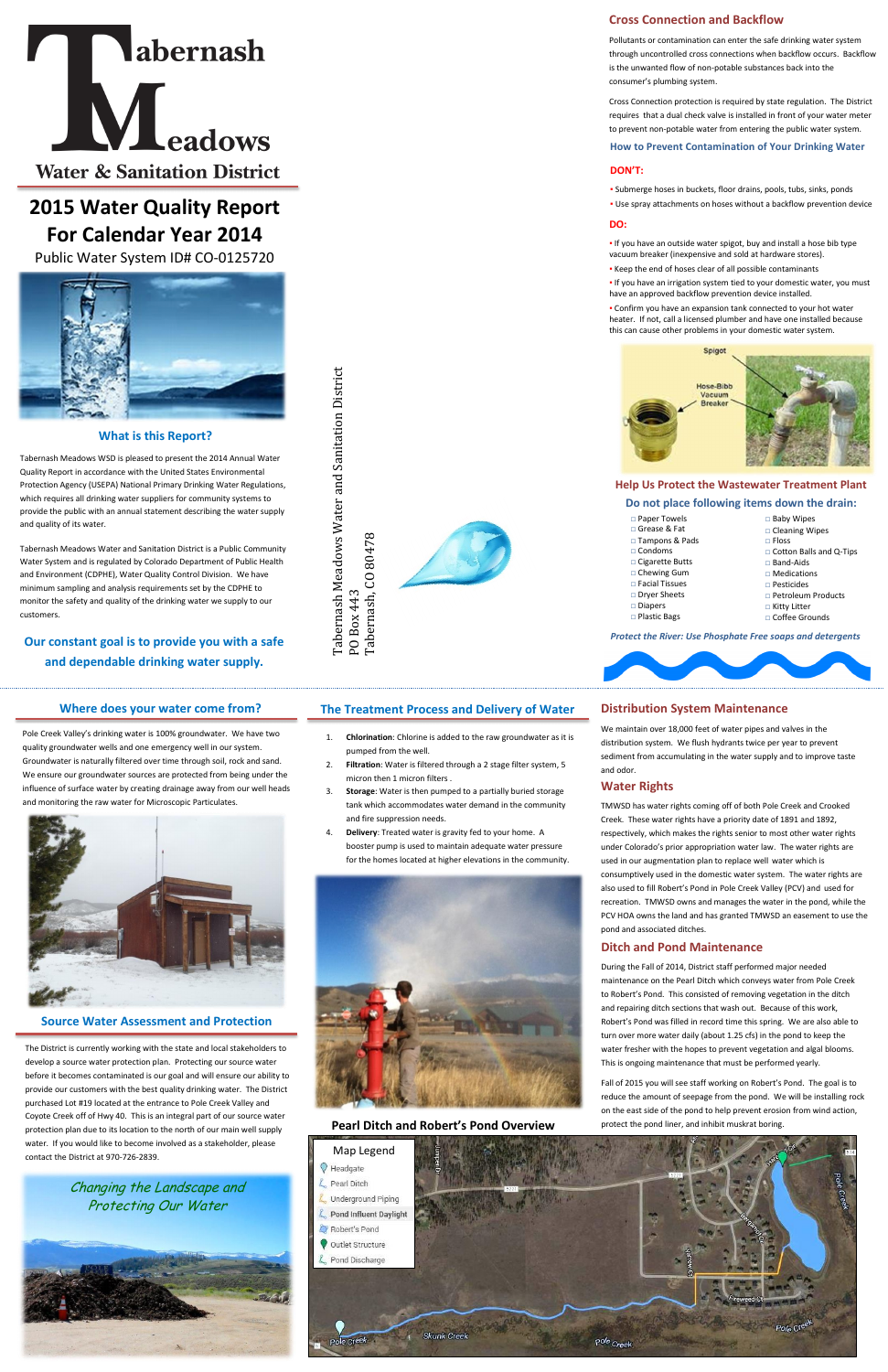# Tabernash Meadows Water & Sanitation District

# 2015 Water Quality Report For Calendar Year 2014

Public Water System ID# CO-0125720

## What is this Report?

Tabernash Meadows WSD is pleased to present the 2014 Annual Water Quality Report in accordance with the United States Environmental Protection Agency (USEPA) National Primary Drinking Water Regulations, which requires all drinking water suppliers for community systems to provide the public with an annual statement describing the water supply and quality of its water.

Tabernash Meadows Water and Sanitation District is a Public Community Water System and is regulated by Colorado Department of Public Health and Environment (CDPHE), Water Quality Control Division. We have minimum sampling and analysis requirements set by the CDPHE to monitor the safety and quality of the water we supply to our customers.

**Our constant goal is to provide you with a safe and dependable drinking water supply.**

Tabernash Meadows Water and Sanitation District
PO Box 443
Tabernash, CO 80478

## Cross Connection and Backflow

Pollutants or contamination can enter the safe drinking water system through uncontrolled cross connections when backflow occurs. Backflow is the unwanted flow of non-potable substances back into the consumer's plumbing system.

Cross Connection protection is required by state regulation. The District requires that a dual check valve is installed in front of your water meter to prevent non-potable water from entering the public water system.

### How to Prevent Contamination of Your Drinking Water

**DON'T:**

- Submerge hoses in buckets, floor drains, pools, tubs, sinks, ponds
- Use spray attachments on hoses without a backflow prevention device

**DO:**

- If you have an outside water spigot, buy and install a hose bib type vacuum breaker (inexpensive and sold at hardware stores).
- Keep the end of hoses clear of all possible contaminants
- If you have an irrigation system tied to your domestic water, you must have an approved backflow prevention device installed.
- Confirm you have an expansion tank connected to your hot water heater. If not, call a licensed plumber and have one installed because this can cause other problems in your domestic water system.

### Help Us Protect the Wastewater Treatment Plant

**Do not place following items down the drain:**

- Paper Towels
- Grease & Fat
- Tampons & Pads
- Condoms
- Cigarette Butts
- Chewing Gum
- Facial Tissues
- Dryer Sheets
- Diapers
- Plastic Bags
- Baby Wipes
- Cleaning Wipes
- Floss
- Cotton Balls and Q-Tips
- Band-Aids
- Medications
- Pesticides
- Petroleum Products
- Kitty Litter
- Coffee Grounds

*Protect the River: Use Phosphate Free soaps and detergents*

## Where does your water come from?

Pole Creek Valley's drinking water is 100% groundwater. We have two quality groundwater wells and one emergency well in our system. Groundwater is naturally filtered over time through soil, rock and sand. We ensure our groundwater sources are protected from being under the influence of surface water by creating drainage away from our well heads and monitoring the raw water for Microscopic Particulates.

## Source Water Assessment and Protection

The District is currently working with the state and local stakeholders to develop a source water protection plan. Protecting our source water before it becomes contaminated is our goal and will ensure our ability to provide our customers with the best quality drinking water. The District purchased Lot #19 located at the entrance to Pole Creek Valley and Coyote Creek off of Hwy 40. This is an integral part of our source water protection plan due to its location to the north of our main well supply water. If you would like to become involved as a stakeholder, please contact the District at 970-726-2839.

*Changing the Landscape and Protecting Our Water*

## The Treatment Process and Delivery of Water

1. **Chlorination**: Chlorine is added to the raw groundwater as it is pumped from the well.
2. **Filtration**: Water is filtered through a 2 stage filter system, 5 micron then 1 micron filters .
3. **Storage**: Water is then pumped to a partially buried storage tank which accommodates water demand in the community and fire suppression needs.
4. **Delivery**: Treated water is gravity fed to your home. A booster pump is used to maintain adequate water pressure for the homes located at higher elevations in the community.

## Distribution System Maintenance

We maintain over 18,000 feet of water pipes and valves in the distribution system. We flush hydrants twice per year to prevent sediment from accumulating in the water supply and to improve taste and odor.

## Water Rights

TMWSD has water rights coming off of both Pole Creek and Crooked Creek. These water rights have a priority date of 1891 and 1892, respectively, which makes the rights senior to most other water rights under Colorado's prior appropriation water law. The water rights are used in our augmentation plan to replace well water which is consumptively used in the domestic water system. The water rights are also used to fill Robert's Pond in Pole Creek Valley (PCV) and used for recreation. TMWSD owns and manages the water in the pond, while the PCV HOA owns the land and has granted TMWSD an easement to use the pond and associated ditches.

## Ditch and Pond Maintenance

During the Fall of 2014, District staff performed major needed maintenance on the Pearl Ditch which conveys water from Pole Creek to Robert's Pond. This consisted of removing vegetation in the ditch and repairing ditch sections that wash out. Because of this work, Robert's Pond was filled in record time this spring. We are also able to turn over more water daily (about 1.25 cfs) in the pond to keep the water fresher with the hopes to prevent vegetation and algal blooms. This is ongoing maintenance that must be performed yearly.

Fall of 2015 you will see staff working on Robert's Pond. The goal is to reduce the amount of seepage from the pond. We will be installing rock on the east side of the pond to help prevent erosion from wind action, protect the pond liner, and inhibit muskrat boring.

## Pearl Ditch and Robert's Pond Overview

Map Legend

- Headgate
- Pearl Ditch
- Underground Piping
- Pond Influent Daylight
- Robert's Pond
- Outlet Structure
- Pond Discharge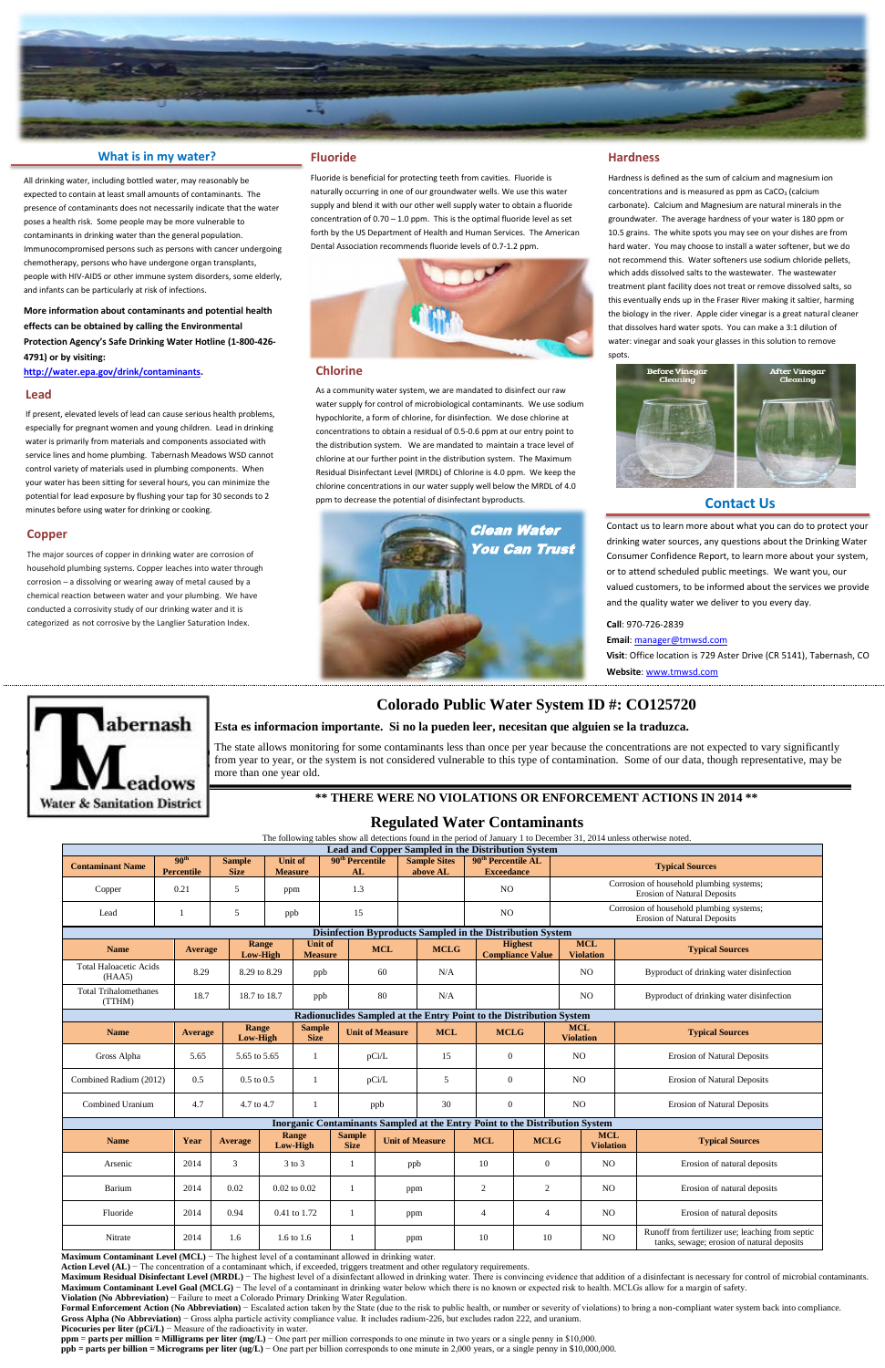## What is in my water?

All drinking water, including bottled water, may reasonably be expected to contain at least small amounts of contaminants. The presence of contaminants does not necessarily indicate that the water poses a health risk. Some people may be more vulnerable to contaminants in drinking water than the general population. Immunocompromised persons such as persons with cancer undergoing chemotherapy, persons who have undergone organ transplants, people with HIV-AIDS or other immune system disorders, some elderly, and infants can be particularly at risk of infections.

**More information about contaminants and potential health effects can be obtained by calling the Environmental Protection Agency's Safe Drinking Water Hotline (1-800-426-4791) or by visiting:**
**http://water.epa.gov/drink/contaminants.**

## Lead

If present, elevated levels of lead can cause serious health problems, especially for pregnant women and young children. Lead in drinking water is primarily from materials and components associated with service lines and home plumbing. Tabernash Meadows WSD cannot control variety of materials used in plumbing components. When your water has been sitting for several hours, you can minimize the potential for lead exposure by flushing your tap for 30 seconds to 2 minutes before using water for drinking or cooking.

## Copper

The major sources of copper in drinking water are corrosion of household plumbing systems. Copper leaches into water through corrosion – a dissolving or wearing away of metal caused by a chemical reaction between water and your plumbing. We have conducted a corrosivity study of our drinking water and it is categorized as not corrosive by the Langlier Saturation Index.

## Fluoride

Fluoride is beneficial for protecting teeth from cavities. Fluoride is naturally occurring in one of our groundwater wells. We use this water supply and blend it with our other well supply water to obtain a fluoride concentration of 0.70 – 1.0 ppm. This is the optimal fluoride level as set forth by the US Department of Health and Human Services. The American Dental Association recommends fluoride levels of 0.7-1.2 ppm.

## Chlorine

As a community water system, we are mandated to disinfect our raw water supply for control of microbiological contaminants. We use sodium hypochlorite, a form of chlorine, for disinfection. We dose chlorine at concentrations to obtain a residual of 0.5-0.6 ppm at our entry point to the distribution system. We are mandated to maintain a trace level of chlorine at our further point in the distribution system. The Maximum Residual Disinfectant Level (MRDL) of Chlorine is 4.0 ppm. We keep the chlorine concentrations in our water supply well below the MRDL of 4.0 ppm to decrease the potential of disinfectant byproducts.

Clean Water You Can Trust

## Hardness

Hardness is defined as the sum of calcium and magnesium ion concentrations and is measured as ppm as $CaCO_3$ (calcium carbonate). Calcium and Magnesium are natural minerals in the groundwater. The average hardness of your water is 180 ppm or 10.5 grains. The white spots you may see on your dishes are from hard water. You may choose to install a water softener, but we do not recommend this. Water softeners use sodium chloride pellets, which adds dissolved salts to the wastewater. The wastewater treatment plant facility does not treat or remove dissolved salts, so this eventually ends up in the Fraser River making it saltier, harming the biology in the river. Apple cider vinegar is a great natural cleaner that dissolves hard water spots. You can make a 3:1 dilution of water: vinegar and soak your glasses in this solution to remove spots.

Before Vinegar Cleaning

After Vinegar Cleaning

## Contact Us

Contact us to learn more about what you can do to protect your drinking water sources, any questions about the Drinking Water Consumer Confidence Report, to learn more about your system, or to attend scheduled public meetings. We want you, our valued customers, to be informed about the services we provide and the quality water we deliver to you every day.

**Call**: 970-726-2839
**Email**: manager@tmwsd.com
**Visit**: Office location is 729 Aster Drive (CR 5141), Tabernash, CO
**Website**: www.tmwsd.com

---

Tabernash Meadows Water & Sanitation District

# Colorado Public Water System ID #: CO125720

**Esta es informacion importante. Si no la pueden leer, necesitan que alguien se la traduzca.**

The state allows monitoring for some contaminants less than once per year because the concentrations are not expected to vary significantly from year to year, or the system is not considered vulnerable to this type of contamination. Some of our data, though representative, may be more than one year old.

**\*\* THERE WERE NO VIOLATIONS OR ENFORCEMENT ACTIONS IN 2014 \*\***

## Regulated Water Contaminants

The following tables show all detections found in the period of January 1 to December 31, 2014 unless otherwise noted.

**Lead and Copper Sampled in the Distribution System**

| Contaminant Name | 90th Percentile | Sample Size | Unit of Measure | 90th Percentile AL | Sample Sites above AL | 90th Percentile AL Exceedance | Typical Sources |
|---|---|---|---|---|---|---|---|
| Copper | 0.21 | 5 | ppm | 1.3 | | NO | Corrosion of household plumbing systems; Erosion of Natural Deposits |
| Lead | 1 | 5 | ppb | 15 | | NO | Corrosion of household plumbing systems; Erosion of Natural Deposits |

**Disinfection Byproducts Sampled in the Distribution System**

| Name | Average | Range Low-High | Unit of Measure | MCL | MCLG | Highest Compliance Value | MCL Violation | Typical Sources |
|---|---|---|---|---|---|---|---|---|
| Total Haloacetic Acids (HAA5) | 8.29 | 8.29 to 8.29 | ppb | 60 | N/A | | NO | Byproduct of drinking water disinfection |
| Total Trihalomethanes (TTHM) | 18.7 | 18.7 to 18.7 | ppb | 80 | N/A | | NO | Byproduct of drinking water disinfection |

**Radionuclides Sampled at the Entry Point to the Distribution System**

| Name | Average | Range Low-High | Sample Size | Unit of Measure | MCL | MCLG | MCL Violation | Typical Sources |
|---|---|---|---|---|---|---|---|---|
| Gross Alpha | 5.65 | 5.65 to 5.65 | 1 | pCi/L | 15 | 0 | NO | Erosion of Natural Deposits |
| Combined Radium (2012) | 0.5 | 0.5 to 0.5 | 1 | pCi/L | 5 | 0 | NO | Erosion of Natural Deposits |
| Combined Uranium | 4.7 | 4.7 to 4.7 | 1 | ppb | 30 | 0 | NO | Erosion of Natural Deposits |

**Inorganic Contaminants Sampled at the Entry Point to the Distribution System**

| Name | Year | Average | Range Low-High | Sample Size | Unit of Measure | MCL | MCLG | MCL Violation | Typical Sources |
|---|---|---|---|---|---|---|---|---|---|
| Arsenic | 2014 | 3 | 3 to 3 | 1 | ppb | 10 | 0 | NO | Erosion of natural deposits |
| Barium | 2014 | 0.02 | 0.02 to 0.02 | 1 | ppm | 2 | 2 | NO | Erosion of natural deposits |
| Fluoride | 2014 | 0.94 | 0.41 to 1.72 | 1 | ppm | 4 | 4 | NO | Erosion of natural deposits |
| Nitrate | 2014 | 1.6 | 1.6 to 1.6 | 1 | ppm | 10 | 10 | NO | Runoff from fertilizer use; leaching from septic tanks, sewage; erosion of natural deposits |

**Maximum Contaminant Level (MCL)** − The highest level of a contaminant allowed in drinking water.
**Action Level (AL)** − The concentration of a contaminant which, if exceeded, triggers treatment and other regulatory requirements.
**Maximum Residual Disinfectant Level (MRDL)** − The highest level of a disinfectant allowed in drinking water. There is convincing evidence that addition of a disinfectant is necessary for control of microbial contaminants.
**Maximum Contaminant Level Goal (MCLG)** − The level of a contaminant in drinking water below which there is no known or expected risk to health. MCLGs allow for a margin of safety.
**Violation (No Abbreviation)** − Failure to meet a Colorado Primary Drinking Water Regulation.
**Formal Enforcement Action (No Abbreviation)** − Escalated action taken by the State (due to the risk to public health, or number or severity of violations) to bring a non-compliant water system back into compliance.
**Gross Alpha (No Abbreviation)** − Gross alpha particle activity compliance value. It includes radium-226, but excludes radon 222, and uranium.
**Picocuries per liter (pCi/L)** − Measure of the radioactivity in water.
**ppm = parts per million = Milligrams per liter (mg/L)** − One part per million corresponds to one minute in two years or a single penny in $10,000.
**ppb = parts per billion = Micrograms per liter (ug/L)** − One part per billion corresponds to one minute in 2,000 years, or a single penny in $10,000,000.